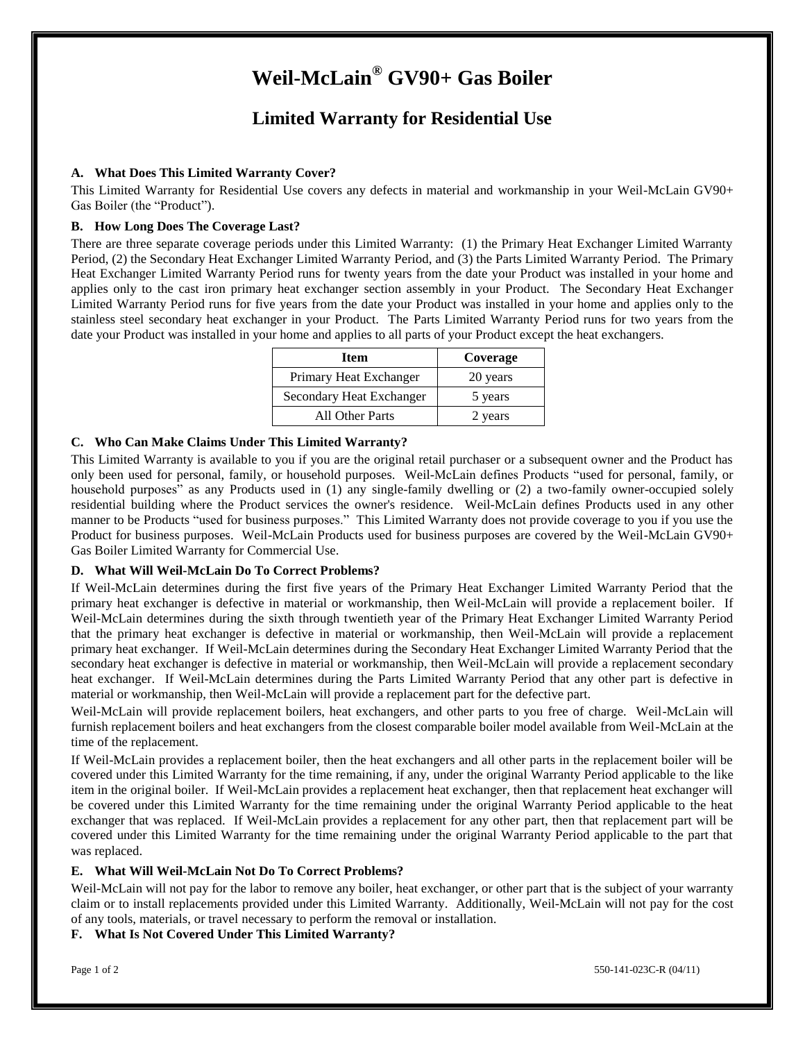# Weil-McLain® GV90+ Gas Boiler

## Limited Warranty for Residential Use

### A. What Does This Limited Warranty Cover?

This Limited Warranty for Residential Use covers any defects in material and workmanship in your Weil-McLain GV90+ Gas Boiler (the "Product").

### B. How Long Does The Coverage Last?

There are three separate coverage periods under this Limited Warranty: (1) the Primary Heat Exchanger Limited Warranty Period, (2) the Secondary Heat Exchanger Limited Warranty Period, and (3) the Parts Limited Warranty Period. The Primary Heat Exchanger Limited Warranty Period runs for twenty years from the date your Product was installed in your home and applies only to the cast iron primary heat exchanger section assembly in your Product. The Secondary Heat Exchanger Limited Warranty Period runs for five years from the date your Product was installed in your home and applies only to the stainless steel secondary heat exchanger in your Product. The Parts Limited Warranty Period runs for two years from the date your Product was installed in your home and applies to all parts of your Product except the heat exchangers.

| Item | Coverage |
| --- | --- |
| Primary Heat Exchanger | 20 years |
| Secondary Heat Exchanger | 5 years |
| All Other Parts | 2 years |

### C. Who Can Make Claims Under This Limited Warranty?

This Limited Warranty is available to you if you are the original retail purchaser or a subsequent owner and the Product has only been used for personal, family, or household purposes. Weil-McLain defines Products "used for personal, family, or household purposes" as any Products used in (1) any single-family dwelling or (2) a two-family owner-occupied solely residential building where the Product services the owner's residence. Weil-McLain defines Products used in any other manner to be Products "used for business purposes." This Limited Warranty does not provide coverage to you if you use the Product for business purposes. Weil-McLain Products used for business purposes are covered by the Weil-McLain GV90+ Gas Boiler Limited Warranty for Commercial Use.

### D. What Will Weil-McLain Do To Correct Problems?

If Weil-McLain determines during the first five years of the Primary Heat Exchanger Limited Warranty Period that the primary heat exchanger is defective in material or workmanship, then Weil-McLain will provide a replacement boiler. If Weil-McLain determines during the sixth through twentieth year of the Primary Heat Exchanger Limited Warranty Period that the primary heat exchanger is defective in material or workmanship, then Weil-McLain will provide a replacement primary heat exchanger. If Weil-McLain determines during the Secondary Heat Exchanger Limited Warranty Period that the secondary heat exchanger is defective in material or workmanship, then Weil-McLain will provide a replacement secondary heat exchanger. If Weil-McLain determines during the Parts Limited Warranty Period that any other part is defective in material or workmanship, then Weil-McLain will provide a replacement part for the defective part.

Weil-McLain will provide replacement boilers, heat exchangers, and other parts to you free of charge. Weil-McLain will furnish replacement boilers and heat exchangers from the closest comparable boiler model available from Weil-McLain at the time of the replacement.

If Weil-McLain provides a replacement boiler, then the heat exchangers and all other parts in the replacement boiler will be covered under this Limited Warranty for the time remaining, if any, under the original Warranty Period applicable to the like item in the original boiler. If Weil-McLain provides a replacement heat exchanger, then that replacement heat exchanger will be covered under this Limited Warranty for the time remaining under the original Warranty Period applicable to the heat exchanger that was replaced. If Weil-McLain provides a replacement for any other part, then that replacement part will be covered under this Limited Warranty for the time remaining under the original Warranty Period applicable to the part that was replaced.

### E. What Will Weil-McLain Not Do To Correct Problems?

Weil-McLain will not pay for the labor to remove any boiler, heat exchanger, or other part that is the subject of your warranty claim or to install replacements provided under this Limited Warranty. Additionally, Weil-McLain will not pay for the cost of any tools, materials, or travel necessary to perform the removal or installation.

### F. What Is Not Covered Under This Limited Warranty?

550-141-023C-R (04/11)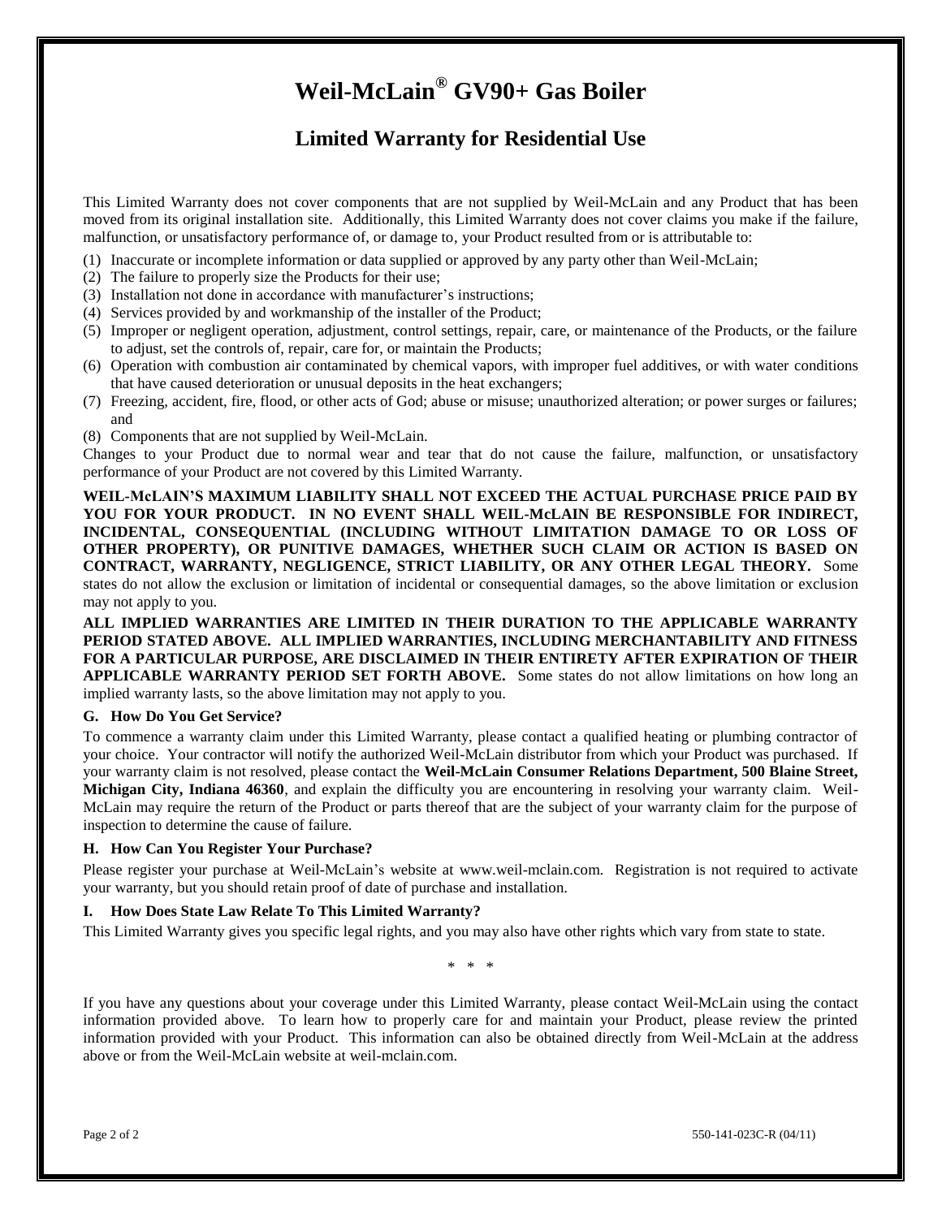# Weil-McLain® GV90+ Gas Boiler

## Limited Warranty for Residential Use

This Limited Warranty does not cover components that are not supplied by Weil-McLain and any Product that has been moved from its original installation site. Additionally, this Limited Warranty does not cover claims you make if the failure, malfunction, or unsatisfactory performance of, or damage to, your Product resulted from or is attributable to:

(1) Inaccurate or incomplete information or data supplied or approved by any party other than Weil-McLain;
(2) The failure to properly size the Products for their use;
(3) Installation not done in accordance with manufacturer's instructions;
(4) Services provided by and workmanship of the installer of the Product;
(5) Improper or negligent operation, adjustment, control settings, repair, care, or maintenance of the Products, or the failure to adjust, set the controls of, repair, care for, or maintain the Products;
(6) Operation with combustion air contaminated by chemical vapors, with improper fuel additives, or with water conditions that have caused deterioration or unusual deposits in the heat exchangers;
(7) Freezing, accident, fire, flood, or other acts of God; abuse or misuse; unauthorized alteration; or power surges or failures; and
(8) Components that are not supplied by Weil-McLain.

Changes to your Product due to normal wear and tear that do not cause the failure, malfunction, or unsatisfactory performance of your Product are not covered by this Limited Warranty.

**WEIL-McLAIN'S MAXIMUM LIABILITY SHALL NOT EXCEED THE ACTUAL PURCHASE PRICE PAID BY YOU FOR YOUR PRODUCT. IN NO EVENT SHALL WEIL-McLAIN BE RESPONSIBLE FOR INDIRECT, INCIDENTAL, CONSEQUENTIAL (INCLUDING WITHOUT LIMITATION DAMAGE TO OR LOSS OF OTHER PROPERTY), OR PUNITIVE DAMAGES, WHETHER SUCH CLAIM OR ACTION IS BASED ON CONTRACT, WARRANTY, NEGLIGENCE, STRICT LIABILITY, OR ANY OTHER LEGAL THEORY.** Some states do not allow the exclusion or limitation of incidental or consequential damages, so the above limitation or exclusion may not apply to you.

**ALL IMPLIED WARRANTIES ARE LIMITED IN THEIR DURATION TO THE APPLICABLE WARRANTY PERIOD STATED ABOVE. ALL IMPLIED WARRANTIES, INCLUDING MERCHANTABILITY AND FITNESS FOR A PARTICULAR PURPOSE, ARE DISCLAIMED IN THEIR ENTIRETY AFTER EXPIRATION OF THEIR APPLICABLE WARRANTY PERIOD SET FORTH ABOVE.** Some states do not allow limitations on how long an implied warranty lasts, so the above limitation may not apply to you.

### G. How Do You Get Service?

To commence a warranty claim under this Limited Warranty, please contact a qualified heating or plumbing contractor of your choice. Your contractor will notify the authorized Weil-McLain distributor from which your Product was purchased. If your warranty claim is not resolved, please contact the **Weil-McLain Consumer Relations Department, 500 Blaine Street, Michigan City, Indiana 46360**, and explain the difficulty you are encountering in resolving your warranty claim. Weil-McLain may require the return of the Product or parts thereof that are the subject of your warranty claim for the purpose of inspection to determine the cause of failure.

### H. How Can You Register Your Purchase?

Please register your purchase at Weil-McLain's website at www.weil-mclain.com. Registration is not required to activate your warranty, but you should retain proof of date of purchase and installation.

### I. How Does State Law Relate To This Limited Warranty?

This Limited Warranty gives you specific legal rights, and you may also have other rights which vary from state to state.

\* \* \*

If you have any questions about your coverage under this Limited Warranty, please contact Weil-McLain using the contact information provided above. To learn how to properly care for and maintain your Product, please review the printed information provided with your Product. This information can also be obtained directly from Weil-McLain at the address above or from the Weil-McLain website at weil-mclain.com.

550-141-023C-R (04/11)